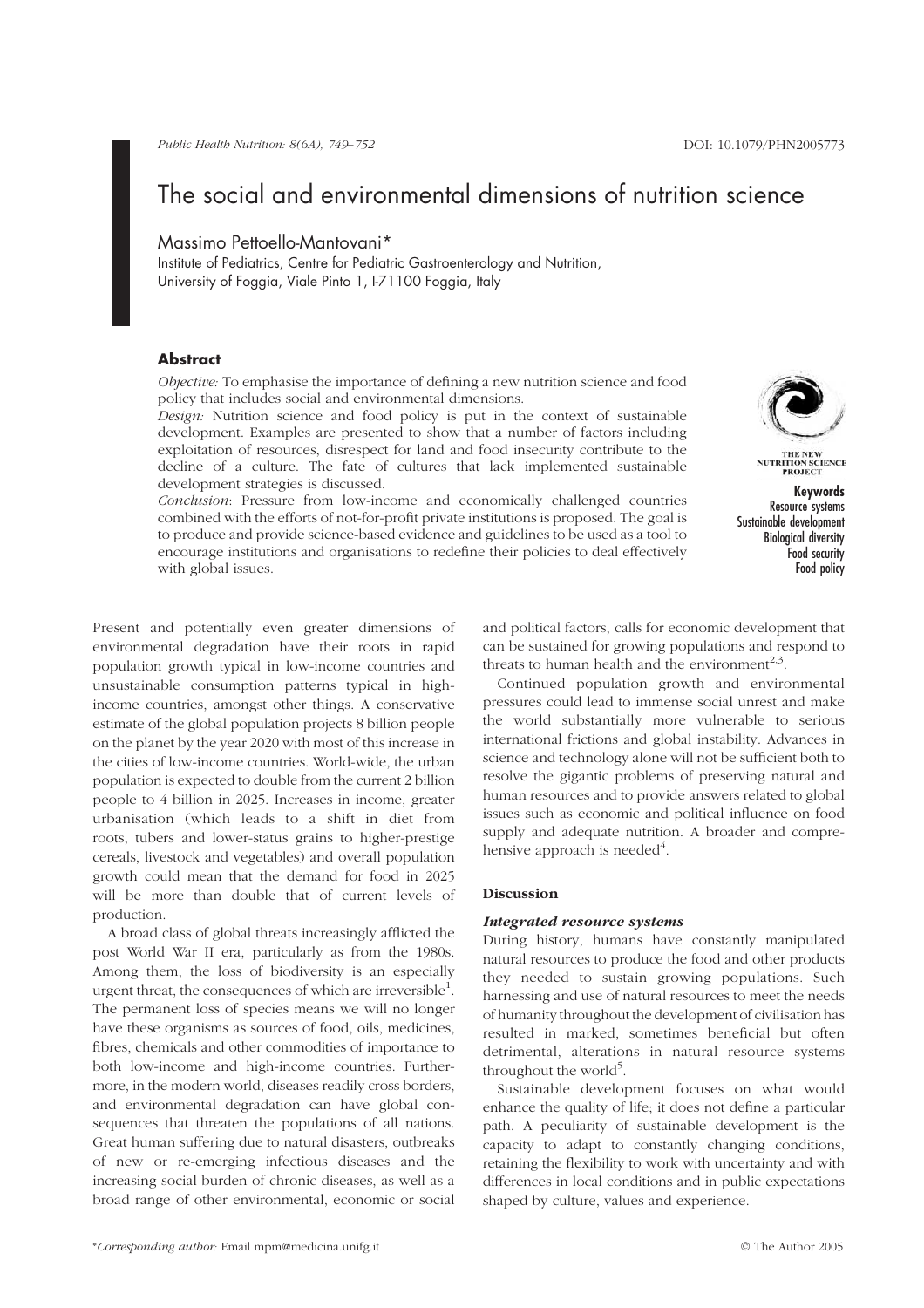# The social and environmental dimensions of nutrition science

Massimo Pettoello-Mantovani*

Institute of Pediatrics, Centre for Pediatric Gastroenterology and Nutrition, University of Foggia, Viale Pinto 1, I-71100 Foggia, Italy

## Abstract

*Objective:* To emphasise the importance of defining a new nutrition science and food policy that includes social and environmental dimensions.

*Design:* Nutrition science and food policy is put in the context of sustainable development. Examples are presented to show that a number of factors including exploitation of resources, disrespect for land and food insecurity contribute to the decline of a culture. The fate of cultures that lack implemented sustainable development strategies is discussed.

*Conclusion*: Pressure from low-income and economically challenged countries combined with the efforts of not-for-profit private institutions is proposed. The goal is to produce and provide science-based evidence and guidelines to be used as a tool to encourage institutions and organisations to redefine their policies to deal effectively with global issues.

THE NEW NUTRITION SCIENCE PROJECT

**Keywords**
Resource systems
Sustainable development
Biological diversity
Food security
Food policy

Present and potentially even greater dimensions of environmental degradation have their roots in rapid population growth typical in low-income countries and unsustainable consumption patterns typical in high-income countries, amongst other things. A conservative estimate of the global population projects 8 billion people on the planet by the year 2020 with most of this increase in the cities of low-income countries. World-wide, the urban population is expected to double from the current 2 billion people to 4 billion in 2025. Increases in income, greater urbanisation (which leads to a shift in diet from roots, tubers and lower-status grains to higher-prestige cereals, livestock and vegetables) and overall population growth could mean that the demand for food in 2025 will be more than double that of current levels of production.

A broad class of global threats increasingly afflicted the post World War II era, particularly as from the 1980s. Among them, the loss of biodiversity is an especially urgent threat, the consequences of which are irreversible[1]. The permanent loss of species means we will no longer have these organisms as sources of food, oils, medicines, fibres, chemicals and other commodities of importance to both low-income and high-income countries. Furthermore, in the modern world, diseases readily cross borders, and environmental degradation can have global consequences that threaten the populations of all nations. Great human suffering due to natural disasters, outbreaks of new or re-emerging infectious diseases and the increasing social burden of chronic diseases, as well as a broad range of other environmental, economic or social and political factors, calls for economic development that can be sustained for growing populations and respond to threats to human health and the environment[2,3].

Continued population growth and environmental pressures could lead to immense social unrest and make the world substantially more vulnerable to serious international frictions and global instability. Advances in science and technology alone will not be sufficient both to resolve the gigantic problems of preserving natural and human resources and to provide answers related to global issues such as economic and political influence on food supply and adequate nutrition. A broader and comprehensive approach is needed[4].

## Discussion

### *Integrated resource systems*

During history, humans have constantly manipulated natural resources to produce the food and other products they needed to sustain growing populations. Such harnessing and use of natural resources to meet the needs of humanity throughout the development of civilisation has resulted in marked, sometimes beneficial but often detrimental, alterations in natural resource systems throughout the world[5].

Sustainable development focuses on what would enhance the quality of life; it does not define a particular path. A peculiarity of sustainable development is the capacity to adapt to constantly changing conditions, retaining the flexibility to work with uncertainty and with differences in local conditions and in public expectations shaped by culture, values and experience.

*Corresponding author: Email mpm@medicina.unifg.it

© The Author 2005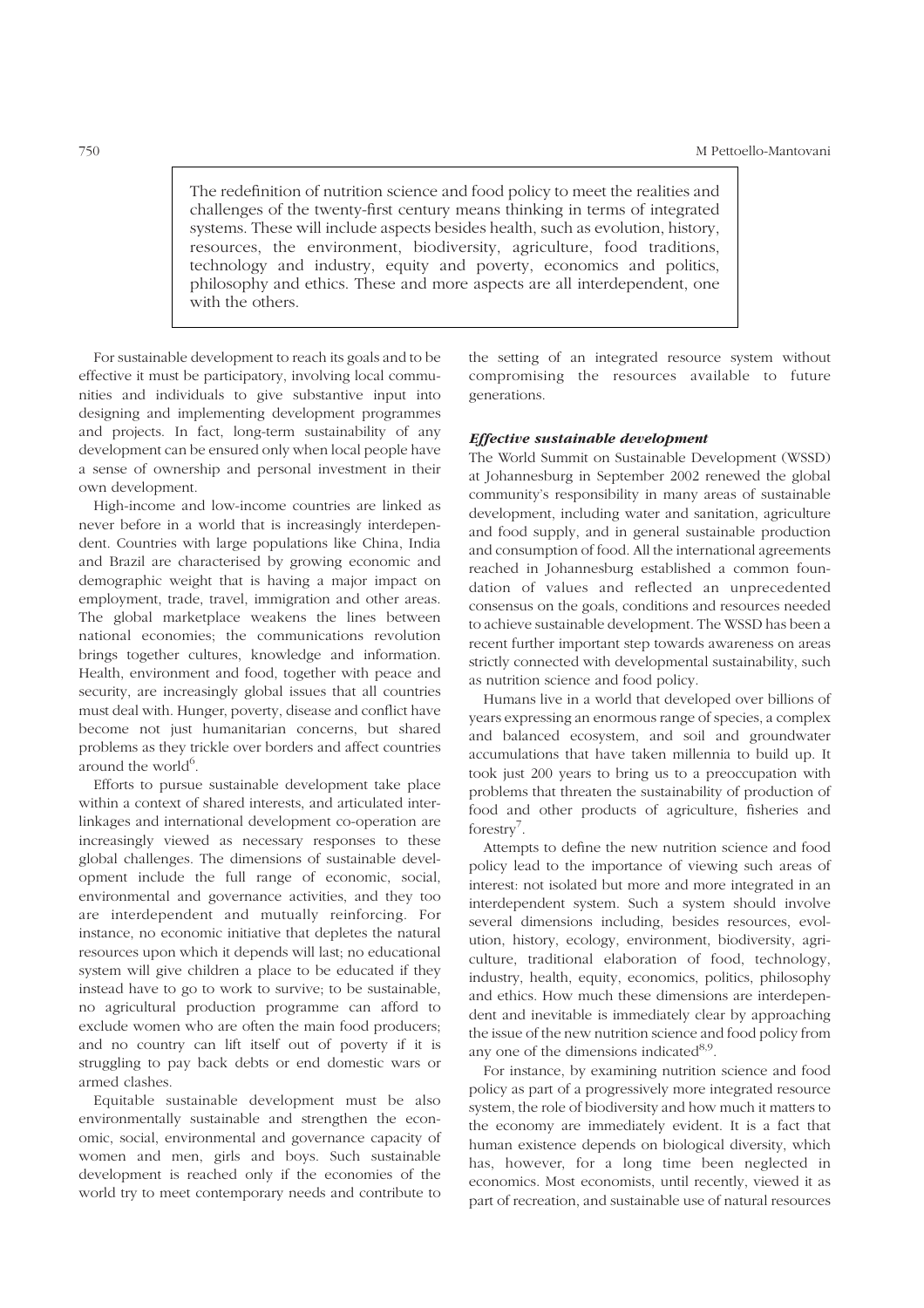> The redefinition of nutrition science and food policy to meet the realities and challenges of the twenty-first century means thinking in terms of integrated systems. These will include aspects besides health, such as evolution, history, resources, the environment, biodiversity, agriculture, food traditions, technology and industry, equity and poverty, economics and politics, philosophy and ethics. These and more aspects are all interdependent, one with the others.

For sustainable development to reach its goals and to be effective it must be participatory, involving local communities and individuals to give substantive input into designing and implementing development programmes and projects. In fact, long-term sustainability of any development can be ensured only when local people have a sense of ownership and personal investment in their own development.

High-income and low-income countries are linked as never before in a world that is increasingly interdependent. Countries with large populations like China, India and Brazil are characterised by growing economic and demographic weight that is having a major impact on employment, trade, travel, immigration and other areas. The global marketplace weakens the lines between national economies; the communications revolution brings together cultures, knowledge and information. Health, environment and food, together with peace and security, are increasingly global issues that all countries must deal with. Hunger, poverty, disease and conflict have become not just humanitarian concerns, but shared problems as they trickle over borders and affect countries around the world[6].

Efforts to pursue sustainable development take place within a context of shared interests, and articulated inter-linkages and international development co-operation are increasingly viewed as necessary responses to these global challenges. The dimensions of sustainable development include the full range of economic, social, environmental and governance activities, and they too are interdependent and mutually reinforcing. For instance, no economic initiative that depletes the natural resources upon which it depends will last; no educational system will give children a place to be educated if they instead have to go to work to survive; to be sustainable, no agricultural production programme can afford to exclude women who are often the main food producers; and no country can lift itself out of poverty if it is struggling to pay back debts or end domestic wars or armed clashes.

Equitable sustainable development must be also environmentally sustainable and strengthen the economic, social, environmental and governance capacity of women and men, girls and boys. Such sustainable development is reached only if the economies of the world try to meet contemporary needs and contribute to the setting of an integrated resource system without compromising the resources available to future generations.

### *Effective sustainable development*

The World Summit on Sustainable Development (WSSD) at Johannesburg in September 2002 renewed the global community's responsibility in many areas of sustainable development, including water and sanitation, agriculture and food supply, and in general sustainable production and consumption of food. All the international agreements reached in Johannesburg established a common foundation of values and reflected an unprecedented consensus on the goals, conditions and resources needed to achieve sustainable development. The WSSD has been a recent further important step towards awareness on areas strictly connected with developmental sustainability, such as nutrition science and food policy.

Humans live in a world that developed over billions of years expressing an enormous range of species, a complex and balanced ecosystem, and soil and groundwater accumulations that have taken millennia to build up. It took just 200 years to bring us to a preoccupation with problems that threaten the sustainability of production of food and other products of agriculture, fisheries and forestry[7].

Attempts to define the new nutrition science and food policy lead to the importance of viewing such areas of interest: not isolated but more and more integrated in an interdependent system. Such a system should involve several dimensions including, besides resources, evolution, history, ecology, environment, biodiversity, agriculture, traditional elaboration of food, technology, industry, health, equity, economics, politics, philosophy and ethics. How much these dimensions are interdependent and inevitable is immediately clear by approaching the issue of the new nutrition science and food policy from any one of the dimensions indicated[8,9].

For instance, by examining nutrition science and food policy as part of a progressively more integrated resource system, the role of biodiversity and how much it matters to the economy are immediately evident. It is a fact that human existence depends on biological diversity, which has, however, for a long time been neglected in economics. Most economists, until recently, viewed it as part of recreation, and sustainable use of natural resources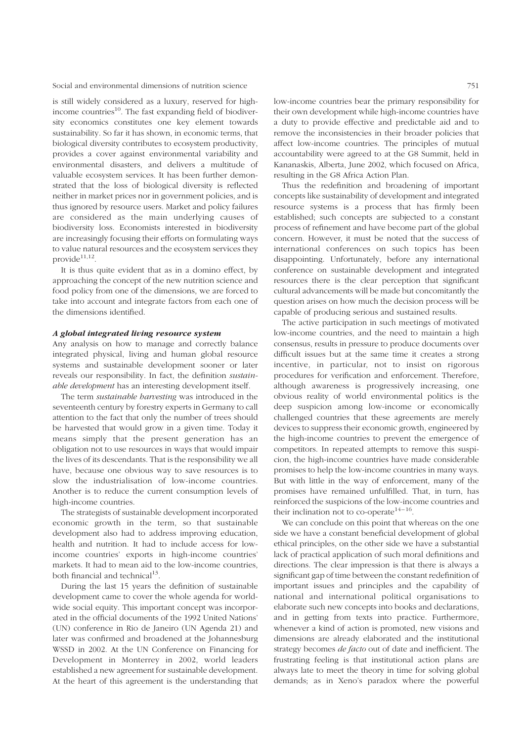is still widely considered as a luxury, reserved for high-income countries[10]. The fast expanding field of biodiversity economics constitutes one key element towards sustainability. So far it has shown, in economic terms, that biological diversity contributes to ecosystem productivity, provides a cover against environmental variability and environmental disasters, and delivers a multitude of valuable ecosystem services. It has been further demonstrated that the loss of biological diversity is reflected neither in market prices nor in government policies, and is thus ignored by resource users. Market and policy failures are considered as the main underlying causes of biodiversity loss. Economists interested in biodiversity are increasingly focusing their efforts on formulating ways to value natural resources and the ecosystem services they provide[11,12].

It is thus quite evident that as in a domino effect, by approaching the concept of the new nutrition science and food policy from one of the dimensions, we are forced to take into account and integrate factors from each one of the dimensions identified.

### *A global integrated living resource system*

Any analysis on how to manage and correctly balance integrated physical, living and human global resource systems and sustainable development sooner or later reveals our responsibility. In fact, the definition *sustainable development* has an interesting development itself.

The term *sustainable harvesting* was introduced in the seventeenth century by forestry experts in Germany to call attention to the fact that only the number of trees should be harvested that would grow in a given time. Today it means simply that the present generation has an obligation not to use resources in ways that would impair the lives of its descendants. That is the responsibility we all have, because one obvious way to save resources is to slow the industrialisation of low-income countries. Another is to reduce the current consumption levels of high-income countries.

The strategists of sustainable development incorporated economic growth in the term, so that sustainable development also had to address improving education, health and nutrition. It had to include access for low-income countries' exports in high-income countries' markets. It had to mean aid to the low-income countries, both financial and technical[13].

During the last 15 years the definition of sustainable development came to cover the whole agenda for worldwide social equity. This important concept was incorporated in the official documents of the 1992 United Nations' (UN) conference in Rio de Janeiro (UN Agenda 21) and later was confirmed and broadened at the Johannesburg WSSD in 2002. At the UN Conference on Financing for Development in Monterrey in 2002, world leaders established a new agreement for sustainable development. At the heart of this agreement is the understanding that low-income countries bear the primary responsibility for their own development while high-income countries have a duty to provide effective and predictable aid and to remove the inconsistencies in their broader policies that affect low-income countries. The principles of mutual accountability were agreed to at the G8 Summit, held in Kananaskis, Alberta, June 2002, which focused on Africa, resulting in the G8 Africa Action Plan.

Thus the redefinition and broadening of important concepts like sustainability of development and integrated resource systems is a process that has firmly been established; such concepts are subjected to a constant process of refinement and have become part of the global concern. However, it must be noted that the success of international conferences on such topics has been disappointing. Unfortunately, before any international conference on sustainable development and integrated resources there is the clear perception that significant cultural advancements will be made but concomitantly the question arises on how much the decision process will be capable of producing serious and sustained results.

The active participation in such meetings of motivated low-income countries, and the need to maintain a high consensus, results in pressure to produce documents over difficult issues but at the same time it creates a strong incentive, in particular, not to insist on rigorous procedures for verification and enforcement. Therefore, although awareness is progressively increasing, one obvious reality of world environmental politics is the deep suspicion among low-income or economically challenged countries that these agreements are merely devices to suppress their economic growth, engineered by the high-income countries to prevent the emergence of competitors. In repeated attempts to remove this suspicion, the high-income countries have made considerable promises to help the low-income countries in many ways. But with little in the way of enforcement, many of the promises have remained unfulfilled. That, in turn, has reinforced the suspicions of the low-income countries and their inclination not to co-operate[14–16].

We can conclude on this point that whereas on the one side we have a constant beneficial development of global ethical principles, on the other side we have a substantial lack of practical application of such moral definitions and directions. The clear impression is that there is always a significant gap of time between the constant redefinition of important issues and principles and the capability of national and international political organisations to elaborate such new concepts into books and declarations, and in getting from texts into practice. Furthermore, whenever a kind of action is promoted, new visions and dimensions are already elaborated and the institutional strategy becomes *de facto* out of date and inefficient. The frustrating feeling is that institutional action plans are always late to meet the theory in time for solving global demands; as in Xeno's paradox where the powerful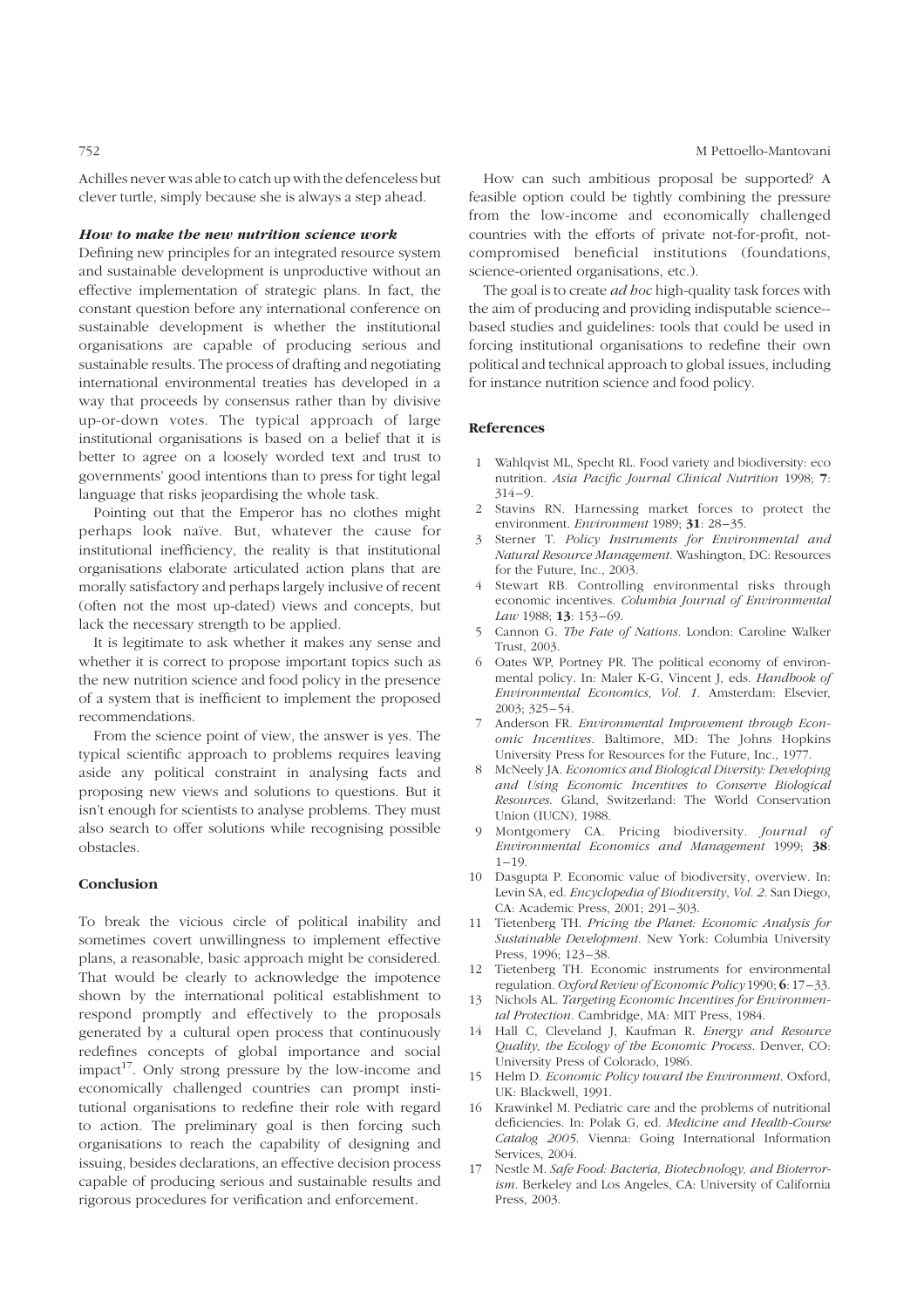Achilles never was able to catch up with the defenceless but clever turtle, simply because she is always a step ahead.

### *How to make the new nutrition science work*

Defining new principles for an integrated resource system and sustainable development is unproductive without an effective implementation of strategic plans. In fact, the constant question before any international conference on sustainable development is whether the institutional organisations are capable of producing serious and sustainable results. The process of drafting and negotiating international environmental treaties has developed in a way that proceeds by consensus rather than by divisive up-or-down votes. The typical approach of large institutional organisations is based on a belief that it is better to agree on a loosely worded text and trust to governments' good intentions than to press for tight legal language that risks jeopardising the whole task.

Pointing out that the Emperor has no clothes might perhaps look naïve. But, whatever the cause for institutional inefficiency, the reality is that institutional organisations elaborate articulated action plans that are morally satisfactory and perhaps largely inclusive of recent (often not the most up-dated) views and concepts, but lack the necessary strength to be applied.

It is legitimate to ask whether it makes any sense and whether it is correct to propose important topics such as the new nutrition science and food policy in the presence of a system that is inefficient to implement the proposed recommendations.

From the science point of view, the answer is yes. The typical scientific approach to problems requires leaving aside any political constraint in analysing facts and proposing new views and solutions to questions. But it isn't enough for scientists to analyse problems. They must also search to offer solutions while recognising possible obstacles.

## Conclusion

To break the vicious circle of political inability and sometimes covert unwillingness to implement effective plans, a reasonable, basic approach might be considered. That would be clearly to acknowledge the impotence shown by the international political establishment to respond promptly and effectively to the proposals generated by a cultural open process that continuously redefines concepts of global importance and social impact[17]. Only strong pressure by the low-income and economically challenged countries can prompt institutional organisations to redefine their role with regard to action. The preliminary goal is then forcing such organisations to reach the capability of designing and issuing, besides declarations, an effective decision process capable of producing serious and sustainable results and rigorous procedures for verification and enforcement.

How can such ambitious proposal be supported? A feasible option could be tightly combining the pressure from the low-income and economically challenged countries with the efforts of private not-for-profit, not-compromised beneficial institutions (foundations, science-oriented organisations, etc.).

The goal is to create *ad hoc* high-quality task forces with the aim of producing and providing indisputable science--based studies and guidelines: tools that could be used in forcing institutional organisations to redefine their own political and technical approach to global issues, including for instance nutrition science and food policy.

## References

1. Wahlqvist ML, Specht RL. Food variety and biodiversity: eco nutrition. *Asia Pacific Journal Clinical Nutrition* 1998; **7**: 314–9.
2. Stavins RN. Harnessing market forces to protect the environment. *Environment* 1989; **31**: 28–35.
3. Sterner T. *Policy Instruments for Environmental and Natural Resource Management*. Washington, DC: Resources for the Future, Inc., 2003.
4. Stewart RB. Controlling environmental risks through economic incentives. *Columbia Journal of Environmental Law* 1988; **13**: 153–69.
5. Cannon G. *The Fate of Nations*. London: Caroline Walker Trust, 2003.
6. Oates WP, Portney PR. The political economy of environmental policy. In: Maler K-G, Vincent J, eds. *Handbook of Environmental Economics, Vol. 1*. Amsterdam: Elsevier, 2003; 325–54.
7. Anderson FR. *Environmental Improvement through Economic Incentives*. Baltimore, MD: The Johns Hopkins University Press for Resources for the Future, Inc., 1977.
8. McNeely JA. *Economics and Biological Diversity: Developing and Using Economic Incentives to Conserve Biological Resources*. Gland, Switzerland: The World Conservation Union (IUCN), 1988.
9. Montgomery CA. Pricing biodiversity. *Journal of Environmental Economics and Management* 1999; **38**: 1–19.
10. Dasgupta P. Economic value of biodiversity, overview. In: Levin SA, ed. *Encyclopedia of Biodiversity, Vol. 2*. San Diego, CA: Academic Press, 2001; 291–303.
11. Tietenberg TH. *Pricing the Planet: Economic Analysis for Sustainable Development*. New York: Columbia University Press, 1996; 123–38.
12. Tietenberg TH. Economic instruments for environmental regulation. *Oxford Review of Economic Policy* 1990; **6**: 17–33.
13. Nichols AL. *Targeting Economic Incentives for Environmental Protection*. Cambridge, MA: MIT Press, 1984.
14. Hall C, Cleveland J, Kaufman R. *Energy and Resource Quality, the Ecology of the Economic Process*. Denver, CO: University Press of Colorado, 1986.
15. Helm D. *Economic Policy toward the Environment*. Oxford, UK: Blackwell, 1991.
16. Krawinkel M. Pediatric care and the problems of nutritional deficiencies. In: Polak G, ed. *Medicine and Health-Course Catalog 2005*. Vienna: Going International Information Services, 2004.
17. Nestle M. *Safe Food: Bacteria, Biotechnology, and Bioterrorism*. Berkeley and Los Angeles, CA: University of California Press, 2003.